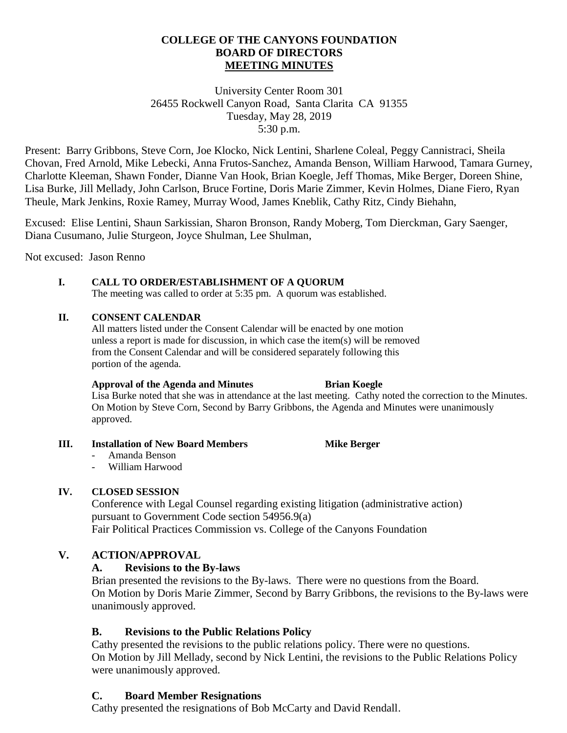# COLLEGE OF THE CANYONS FOUNDATION
# BOARD OF DIRECTORS
# MEETING MINUTES

University Center Room 301
26455 Rockwell Canyon Road, Santa Clarita CA 91355
Tuesday, May 28, 2019
5:30 p.m.

Present: Barry Gribbons, Steve Corn, Joe Klocko, Nick Lentini, Sharlene Coleal, Peggy Cannistraci, Sheila Chovan, Fred Arnold, Mike Lebecki, Anna Frutos-Sanchez, Amanda Benson, William Harwood, Tamara Gurney, Charlotte Kleeman, Shawn Fonder, Dianne Van Hook, Brian Koegle, Jeff Thomas, Mike Berger, Doreen Shine, Lisa Burke, Jill Mellady, John Carlson, Bruce Fortine, Doris Marie Zimmer, Kevin Holmes, Diane Fiero, Ryan Theule, Mark Jenkins, Roxie Ramey, Murray Wood, James Kneblik, Cathy Ritz, Cindy Biehahn,

Excused: Elise Lentini, Shaun Sarkissian, Sharon Bronson, Randy Moberg, Tom Dierckman, Gary Saenger, Diana Cusumano, Julie Sturgeon, Joyce Shulman, Lee Shulman,

Not excused: Jason Renno

## I. CALL TO ORDER/ESTABLISHMENT OF A QUORUM

The meeting was called to order at 5:35 pm. A quorum was established.

## II. CONSENT CALENDAR

All matters listed under the Consent Calendar will be enacted by one motion unless a report is made for discussion, in which case the item(s) will be removed from the Consent Calendar and will be considered separately following this portion of the agenda.

**Approval of the Agenda and Minutes** **Brian Koegle**

Lisa Burke noted that she was in attendance at the last meeting. Cathy noted the correction to the Minutes. On Motion by Steve Corn, Second by Barry Gribbons, the Agenda and Minutes were unanimously approved.

## III. Installation of New Board Members **Mike Berger**

- Amanda Benson
- William Harwood

## IV. CLOSED SESSION

Conference with Legal Counsel regarding existing litigation (administrative action) pursuant to Government Code section 54956.9(a)
Fair Political Practices Commission vs. College of the Canyons Foundation

## V. ACTION/APPROVAL

### A. Revisions to the By-laws

Brian presented the revisions to the By-laws. There were no questions from the Board. On Motion by Doris Marie Zimmer, Second by Barry Gribbons, the revisions to the By-laws were unanimously approved.

### B. Revisions to the Public Relations Policy

Cathy presented the revisions to the public relations policy. There were no questions. On Motion by Jill Mellady, second by Nick Lentini, the revisions to the Public Relations Policy were unanimously approved.

### C. Board Member Resignations

Cathy presented the resignations of Bob McCarty and David Rendall.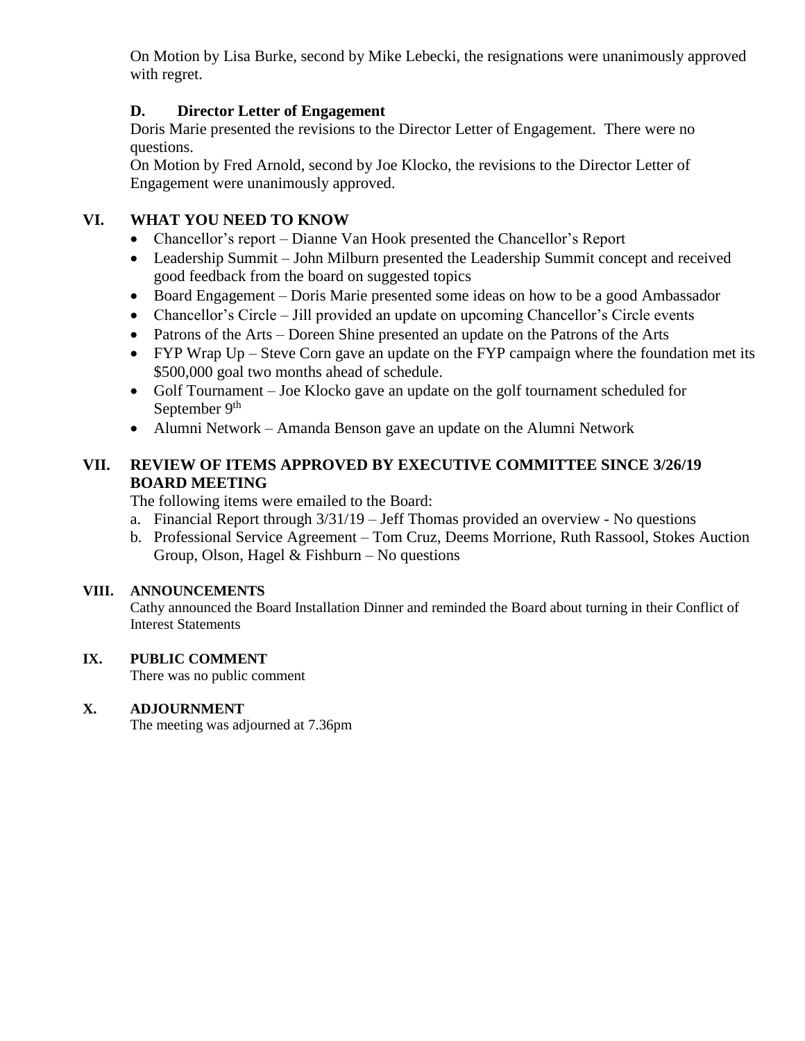On Motion by Lisa Burke, second by Mike Lebecki, the resignations were unanimously approved with regret.

### D. Director Letter of Engagement

Doris Marie presented the revisions to the Director Letter of Engagement. There were no questions.

On Motion by Fred Arnold, second by Joe Klocko, the revisions to the Director Letter of Engagement were unanimously approved.

## VI. WHAT YOU NEED TO KNOW

- Chancellor's report – Dianne Van Hook presented the Chancellor's Report
- Leadership Summit – John Milburn presented the Leadership Summit concept and received good feedback from the board on suggested topics
- Board Engagement – Doris Marie presented some ideas on how to be a good Ambassador
- Chancellor's Circle – Jill provided an update on upcoming Chancellor's Circle events
- Patrons of the Arts – Doreen Shine presented an update on the Patrons of the Arts
- FYP Wrap Up – Steve Corn gave an update on the FYP campaign where the foundation met its $500,000 goal two months ahead of schedule.
- Golf Tournament – Joe Klocko gave an update on the golf tournament scheduled for September 9th
- Alumni Network – Amanda Benson gave an update on the Alumni Network

## VII. REVIEW OF ITEMS APPROVED BY EXECUTIVE COMMITTEE SINCE 3/26/19 BOARD MEETING

The following items were emailed to the Board:

a. Financial Report through 3/31/19 – Jeff Thomas provided an overview - No questions
b. Professional Service Agreement – Tom Cruz, Deems Morrione, Ruth Rassool, Stokes Auction Group, Olson, Hagel & Fishburn – No questions

## VIII. ANNOUNCEMENTS

Cathy announced the Board Installation Dinner and reminded the Board about turning in their Conflict of Interest Statements

## IX. PUBLIC COMMENT

There was no public comment

## X. ADJOURNMENT

The meeting was adjourned at 7.36pm